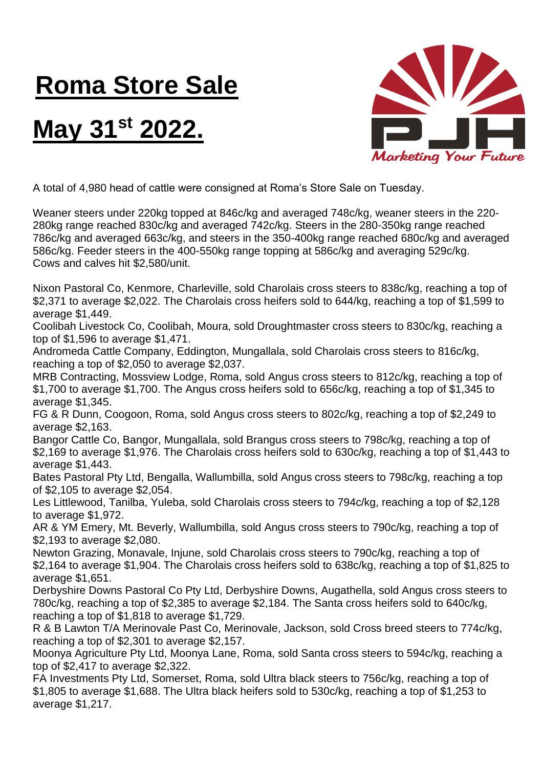# Roma Store Sale

# May 31st 2022.

Marketing Your Future

A total of 4,980 head of cattle were consigned at Roma's Store Sale on Tuesday.

Weaner steers under 220kg topped at 846c/kg and averaged 748c/kg, weaner steers in the 220-280kg range reached 830c/kg and averaged 742c/kg. Steers in the 280-350kg range reached 786c/kg and averaged 663c/kg, and steers in the 350-400kg range reached 680c/kg and averaged 586c/kg. Feeder steers in the 400-550kg range topping at 586c/kg and averaging 529c/kg. Cows and calves hit $2,580/unit.

Nixon Pastoral Co, Kenmore, Charleville, sold Charolais cross steers to 838c/kg, reaching a top of $2,371 to average $2,022. The Charolais cross heifers sold to 644/kg, reaching a top of $1,599 to average $1,449.
Coolibah Livestock Co, Coolibah, Moura, sold Droughtmaster cross steers to 830c/kg, reaching a top of $1,596 to average $1,471.
Andromeda Cattle Company, Eddington, Mungallala, sold Charolais cross steers to 816c/kg, reaching a top of $2,050 to average $2,037.
MRB Contracting, Mossview Lodge, Roma, sold Angus cross steers to 812c/kg, reaching a top of $1,700 to average $1,700. The Angus cross heifers sold to 656c/kg, reaching a top of $1,345 to average $1,345.
FG & R Dunn, Coogoon, Roma, sold Angus cross steers to 802c/kg, reaching a top of $2,249 to average $2,163.
Bangor Cattle Co, Bangor, Mungallala, sold Brangus cross steers to 798c/kg, reaching a top of $2,169 to average $1,976. The Charolais cross heifers sold to 630c/kg, reaching a top of $1,443 to average $1,443.
Bates Pastoral Pty Ltd, Bengalla, Wallumbilla, sold Angus cross steers to 798c/kg, reaching a top of $2,105 to average $2,054.
Les Littlewood, Tanilba, Yuleba, sold Charolais cross steers to 794c/kg, reaching a top of $2,128 to average $1,972.
AR & YM Emery, Mt. Beverly, Wallumbilla, sold Angus cross steers to 790c/kg, reaching a top of $2,193 to average $2,080.
Newton Grazing, Monavale, Injune, sold Charolais cross steers to 790c/kg, reaching a top of $2,164 to average $1,904. The Charolais cross heifers sold to 638c/kg, reaching a top of $1,825 to average $1,651.
Derbyshire Downs Pastoral Co Pty Ltd, Derbyshire Downs, Augathella, sold Angus cross steers to 780c/kg, reaching a top of $2,385 to average $2,184. The Santa cross heifers sold to 640c/kg, reaching a top of $1,818 to average $1,729.
R & B Lawton T/A Merinovale Past Co, Merinovale, Jackson, sold Cross breed steers to 774c/kg, reaching a top of $2,301 to average $2,157.
Moonya Agriculture Pty Ltd, Moonya Lane, Roma, sold Santa cross steers to 594c/kg, reaching a top of $2,417 to average $2,322.
FA Investments Pty Ltd, Somerset, Roma, sold Ultra black steers to 756c/kg, reaching a top of $1,805 to average $1,688. The Ultra black heifers sold to 530c/kg, reaching a top of $1,253 to average $1,217.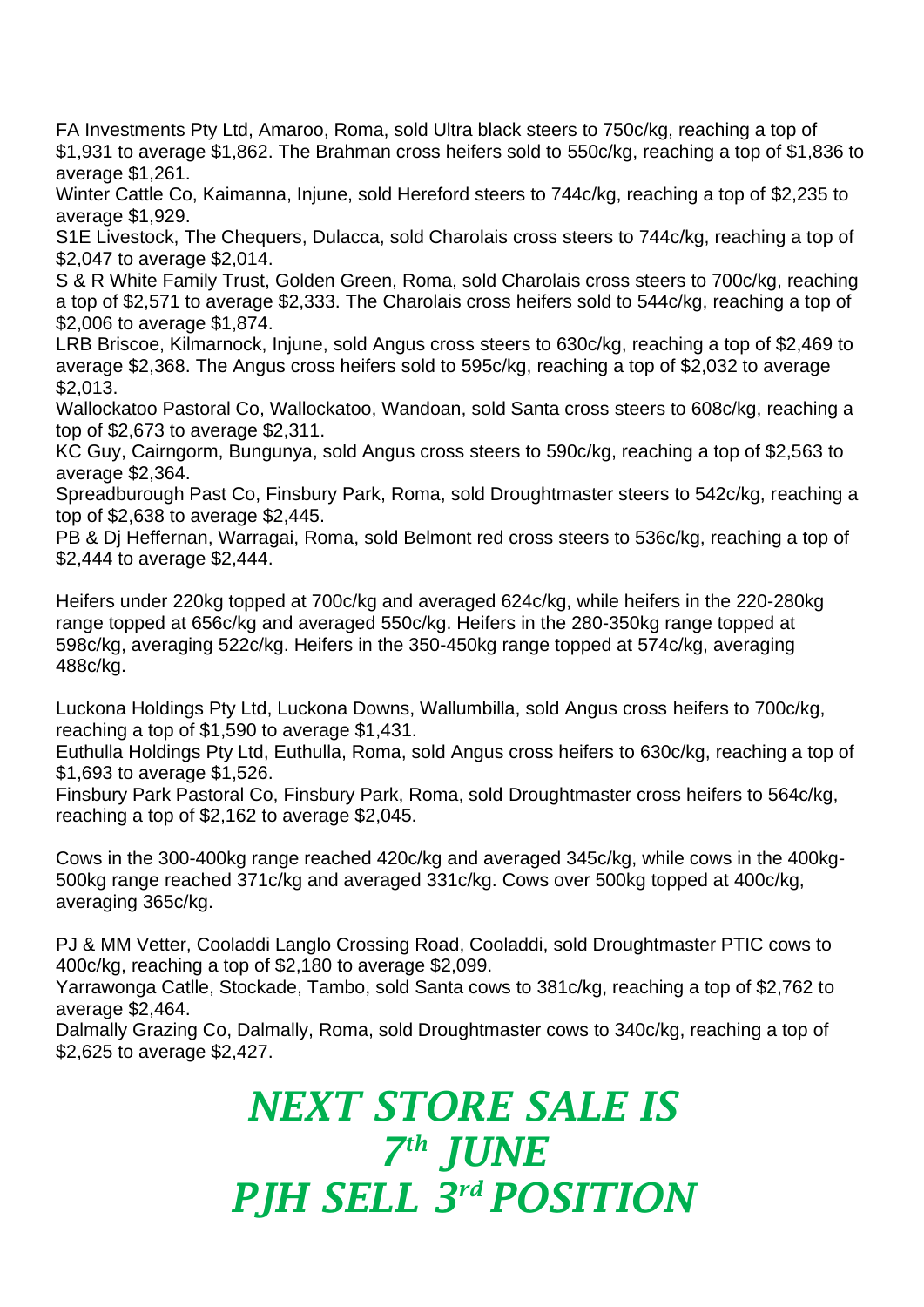FA Investments Pty Ltd, Amaroo, Roma, sold Ultra black steers to 750c/kg, reaching a top of $1,931 to average $1,862. The Brahman cross heifers sold to 550c/kg, reaching a top of $1,836 to average $1,261.

Winter Cattle Co, Kaimanna, Injune, sold Hereford steers to 744c/kg, reaching a top of $2,235 to average $1,929.

S1E Livestock, The Chequers, Dulacca, sold Charolais cross steers to 744c/kg, reaching a top of $2,047 to average $2,014.

S & R White Family Trust, Golden Green, Roma, sold Charolais cross steers to 700c/kg, reaching a top of $2,571 to average $2,333. The Charolais cross heifers sold to 544c/kg, reaching a top of $2,006 to average $1,874.

LRB Briscoe, Kilmarnock, Injune, sold Angus cross steers to 630c/kg, reaching a top of $2,469 to average $2,368. The Angus cross heifers sold to 595c/kg, reaching a top of $2,032 to average $2,013.

Wallockatoo Pastoral Co, Wallockatoo, Wandoan, sold Santa cross steers to 608c/kg, reaching a top of $2,673 to average $2,311.

KC Guy, Cairngorm, Bungunya, sold Angus cross steers to 590c/kg, reaching a top of $2,563 to average $2,364.

Spreadburough Past Co, Finsbury Park, Roma, sold Droughtmaster steers to 542c/kg, reaching a top of $2,638 to average $2,445.

PB & Dj Heffernan, Warragai, Roma, sold Belmont red cross steers to 536c/kg, reaching a top of $2,444 to average $2,444.

Heifers under 220kg topped at 700c/kg and averaged 624c/kg, while heifers in the 220-280kg range topped at 656c/kg and averaged 550c/kg. Heifers in the 280-350kg range topped at 598c/kg, averaging 522c/kg. Heifers in the 350-450kg range topped at 574c/kg, averaging 488c/kg.

Luckona Holdings Pty Ltd, Luckona Downs, Wallumbilla, sold Angus cross heifers to 700c/kg, reaching a top of $1,590 to average $1,431.

Euthulla Holdings Pty Ltd, Euthulla, Roma, sold Angus cross heifers to 630c/kg, reaching a top of $1,693 to average $1,526.

Finsbury Park Pastoral Co, Finsbury Park, Roma, sold Droughtmaster cross heifers to 564c/kg, reaching a top of $2,162 to average $2,045.

Cows in the 300-400kg range reached 420c/kg and averaged 345c/kg, while cows in the 400kg-500kg range reached 371c/kg and averaged 331c/kg. Cows over 500kg topped at 400c/kg, averaging 365c/kg.

PJ & MM Vetter, Cooladdi Langlo Crossing Road, Cooladdi, sold Droughtmaster PTIC cows to 400c/kg, reaching a top of $2,180 to average $2,099.

Yarrawonga Catlle, Stockade, Tambo, sold Santa cows to 381c/kg, reaching a top of $2,762 to average $2,464.

Dalmally Grazing Co, Dalmally, Roma, sold Droughtmaster cows to 340c/kg, reaching a top of $2,625 to average $2,427.

## *NEXT STORE SALE IS 7th JUNE*
## *PJH SELL 3rd POSITION*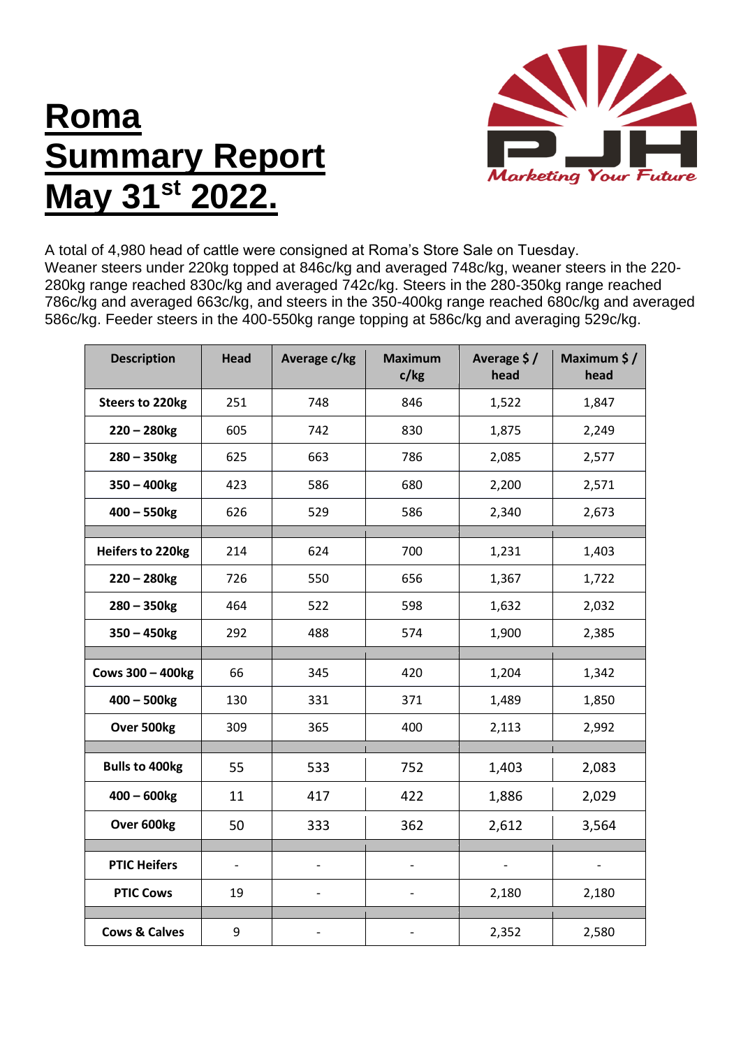# Roma Summary Report May 31st 2022.

PJH
*Marketing Your Future*

A total of 4,980 head of cattle were consigned at Roma's Store Sale on Tuesday.
Weaner steers under 220kg topped at 846c/kg and averaged 748c/kg, weaner steers in the 220-280kg range reached 830c/kg and averaged 742c/kg. Steers in the 280-350kg range reached 786c/kg and averaged 663c/kg, and steers in the 350-400kg range reached 680c/kg and averaged 586c/kg. Feeder steers in the 400-550kg range topping at 586c/kg and averaging 529c/kg.

| Description | Head | Average c/kg | Maximum c/kg | Average $ / head | Maximum $ / head |
|---|---|---|---|---|---|
| Steers to 220kg | 251 | 748 | 846 | 1,522 | 1,847 |
| 220 – 280kg | 605 | 742 | 830 | 1,875 | 2,249 |
| 280 – 350kg | 625 | 663 | 786 | 2,085 | 2,577 |
| 350 – 400kg | 423 | 586 | 680 | 2,200 | 2,571 |
| 400 – 550kg | 626 | 529 | 586 | 2,340 | 2,673 |
| | | | | | |
| Heifers to 220kg | 214 | 624 | 700 | 1,231 | 1,403 |
| 220 – 280kg | 726 | 550 | 656 | 1,367 | 1,722 |
| 280 – 350kg | 464 | 522 | 598 | 1,632 | 2,032 |
| 350 – 450kg | 292 | 488 | 574 | 1,900 | 2,385 |
| | | | | | |
| Cows 300 – 400kg | 66 | 345 | 420 | 1,204 | 1,342 |
| 400 – 500kg | 130 | 331 | 371 | 1,489 | 1,850 |
| Over 500kg | 309 | 365 | 400 | 2,113 | 2,992 |
| | | | | | |
| Bulls to 400kg | 55 | 533 | 752 | 1,403 | 2,083 |
| 400 – 600kg | 11 | 417 | 422 | 1,886 | 2,029 |
| Over 600kg | 50 | 333 | 362 | 2,612 | 3,564 |
| | | | | | |
| PTIC Heifers | - | - | - | - | - |
| PTIC Cows | 19 | - | - | 2,180 | 2,180 |
| | | | | | |
| Cows & Calves | 9 | - | - | 2,352 | 2,580 |